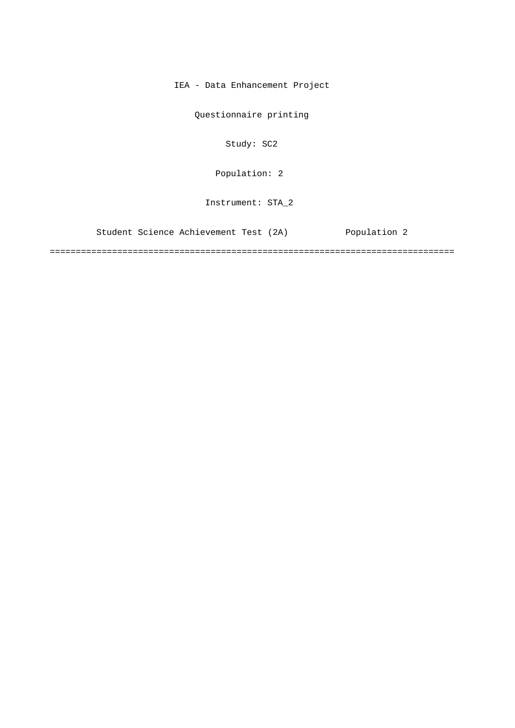IEA - Data Enhancement Project

Questionnaire printing

Study: SC2

Population: 2

Instrument: STA_2

Student Science Achievement Test (2A) Population 2

===============================================================================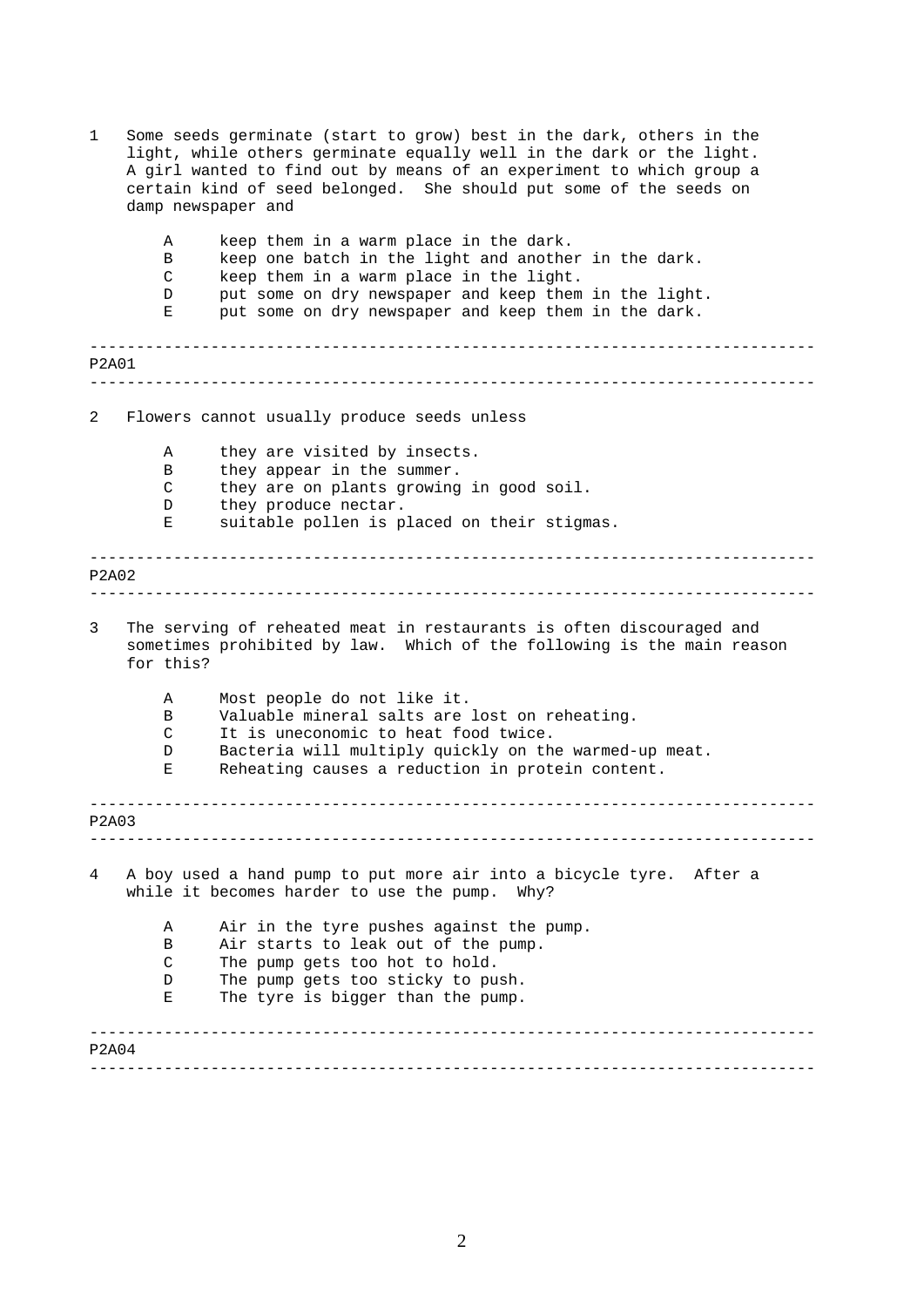1 Some seeds germinate (start to grow) best in the dark, others in the light, while others germinate equally well in the dark or the light. A girl wanted to find out by means of an experiment to which group a certain kind of seed belonged. She should put some of the seeds on damp newspaper and

- A keep them in a warm place in the dark.
- B keep one batch in the light and another in the dark.
- C keep them in a warm place in the light.
- D put some on dry newspaper and keep them in the light.
- E put some on dry newspaper and keep them in the dark.

---

P2A01

---

2 Flowers cannot usually produce seeds unless

- A they are visited by insects.
- B they appear in the summer.
- C they are on plants growing in good soil.
- D they produce nectar.
- E suitable pollen is placed on their stigmas.

---

P2A02

---

3 The serving of reheated meat in restaurants is often discouraged and sometimes prohibited by law. Which of the following is the main reason for this?

- A Most people do not like it.
- B Valuable mineral salts are lost on reheating.
- C It is uneconomic to heat food twice.
- D Bacteria will multiply quickly on the warmed-up meat.
- E Reheating causes a reduction in protein content.

---

P2A03

---

4 A boy used a hand pump to put more air into a bicycle tyre. After a while it becomes harder to use the pump. Why?

- A Air in the tyre pushes against the pump.
- B Air starts to leak out of the pump.
- C The pump gets too hot to hold.
- D The pump gets too sticky to push.
- E The tyre is bigger than the pump.

---

P2A04

---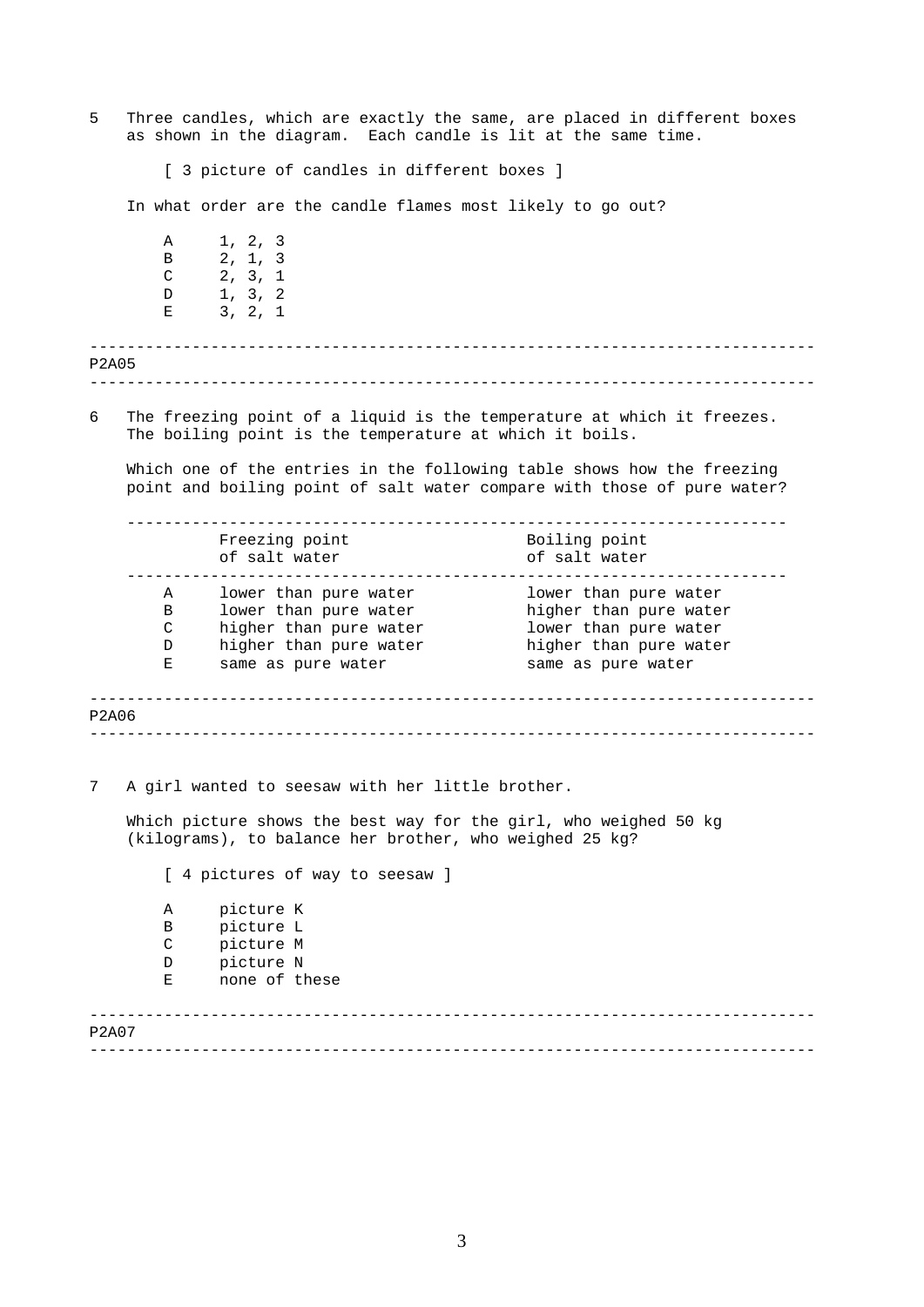5 Three candles, which are exactly the same, are placed in different boxes as shown in the diagram. Each candle is lit at the same time.

[ 3 picture of candles in different boxes ]

In what order are the candle flames most likely to go out?

- A 1, 2, 3
- B 2, 1, 3
- C 2, 3, 1
- D 1, 3, 2
- E 3, 2, 1

---

P2A05

---

6 The freezing point of a liquid is the temperature at which it freezes. The boiling point is the temperature at which it boils.

Which one of the entries in the following table shows how the freezing point and boiling point of salt water compare with those of pure water?

| | Freezing point of salt water | Boiling point of salt water |
|---|---|---|
| A | lower than pure water | lower than pure water |
| B | lower than pure water | higher than pure water |
| C | higher than pure water | lower than pure water |
| D | higher than pure water | higher than pure water |
| E | same as pure water | same as pure water |

---

P2A06

---

7 A girl wanted to seesaw with her little brother.

Which picture shows the best way for the girl, who weighed 50 kg (kilograms), to balance her brother, who weighed 25 kg?

[ 4 pictures of way to seesaw ]

- A picture K
- B picture L
- C picture M
- D picture N
- E none of these

---

P2A07

---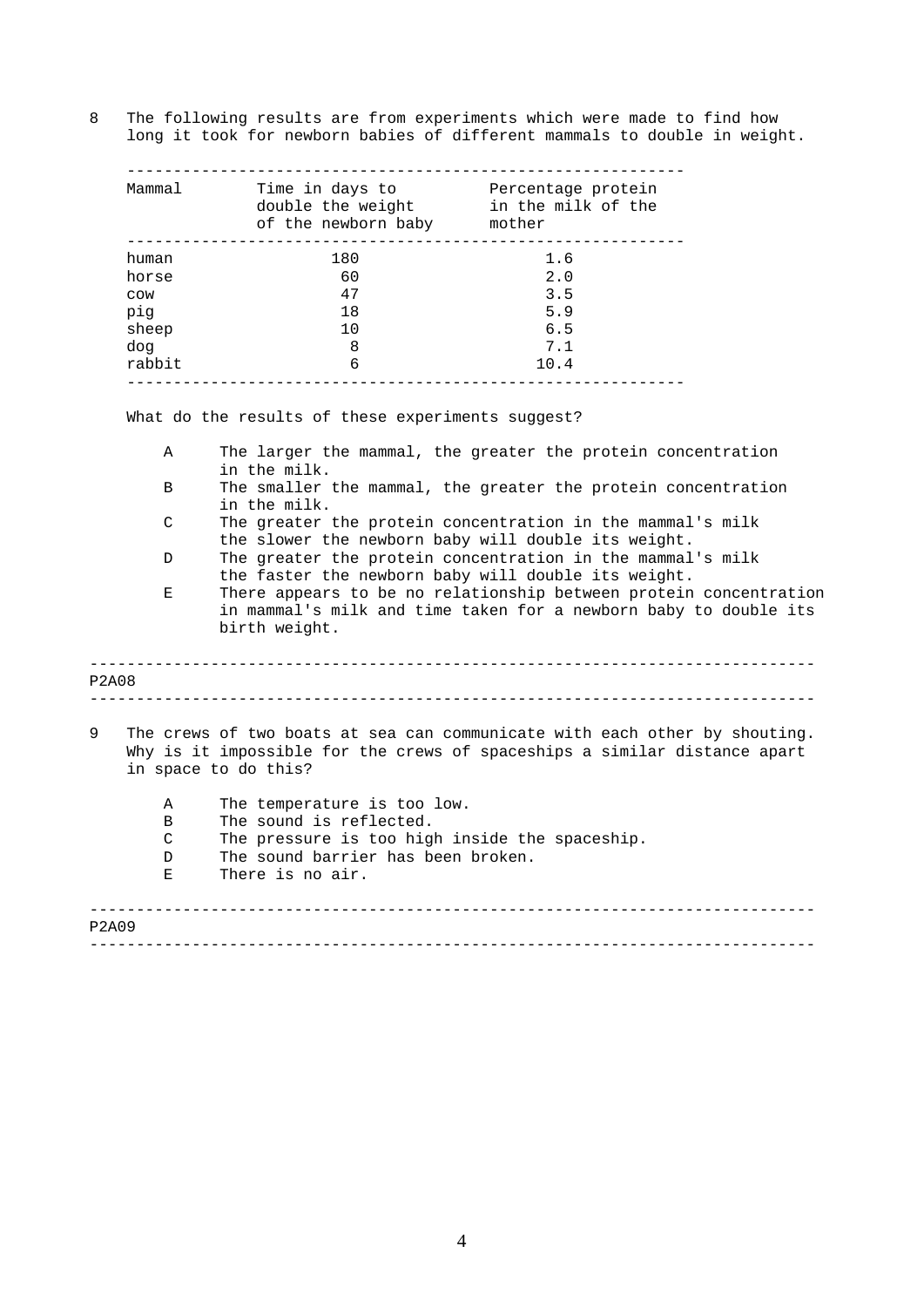8 The following results are from experiments which were made to find how long it took for newborn babies of different mammals to double in weight.

| Mammal | Time in days to double the weight of the newborn baby | Percentage protein in the milk of the mother |
| --- | --- | --- |
| human | 180 | 1.6 |
| horse | 60 | 2.0 |
| cow | 47 | 3.5 |
| pig | 18 | 5.9 |
| sheep | 10 | 6.5 |
| dog | 8 | 7.1 |
| rabbit | 6 | 10.4 |

What do the results of these experiments suggest?

- A The larger the mammal, the greater the protein concentration in the milk.
- B The smaller the mammal, the greater the protein concentration in the milk.
- C The greater the protein concentration in the mammal's milk the slower the newborn baby will double its weight.
- D The greater the protein concentration in the mammal's milk the faster the newborn baby will double its weight.
- E There appears to be no relationship between protein concentration in mammal's milk and time taken for a newborn baby to double its birth weight.

---

P2A08

---

9 The crews of two boats at sea can communicate with each other by shouting. Why is it impossible for the crews of spaceships a similar distance apart in space to do this?

- A The temperature is too low.
- B The sound is reflected.
- C The pressure is too high inside the spaceship.
- D The sound barrier has been broken.
- E There is no air.

---

P2A09

---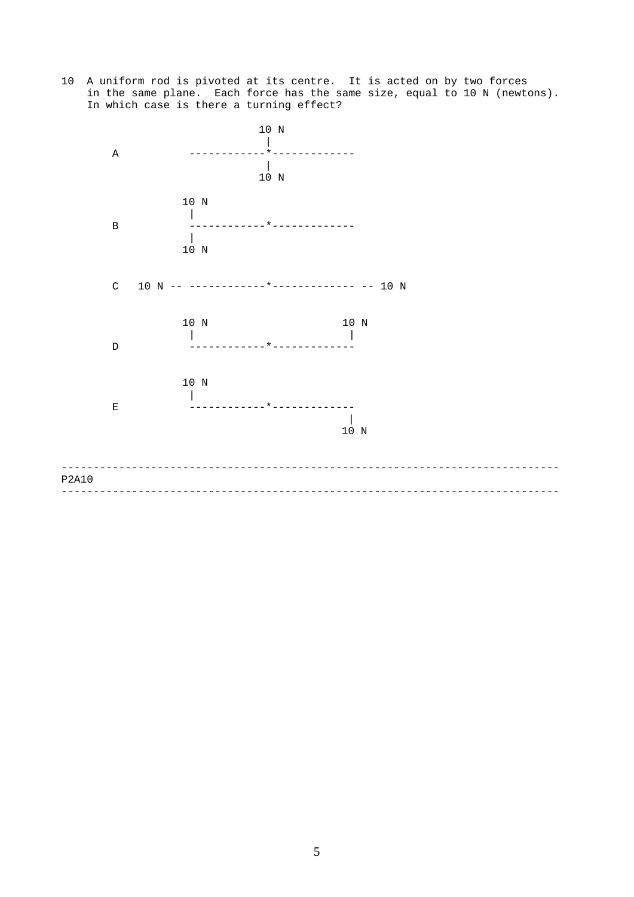10 A uniform rod is pivoted at its centre. It is acted on by two forces in the same plane. Each force has the same size, equal to 10 N (newtons). In which case is there a turning effect?

```
                      10 N
                       |
   A          ------------*-------------
                       |
                      10 N

            10 N
             |
   B          ------------*-------------
             |
            10 N


   C   10 N -- ------------*------------- -- 10 N


            10 N                    10 N
             |                        |
   D          ------------*-------------


            10 N
             |
   E          ------------*-------------
                                      |
                                    10 N
```

---

P2A10

---